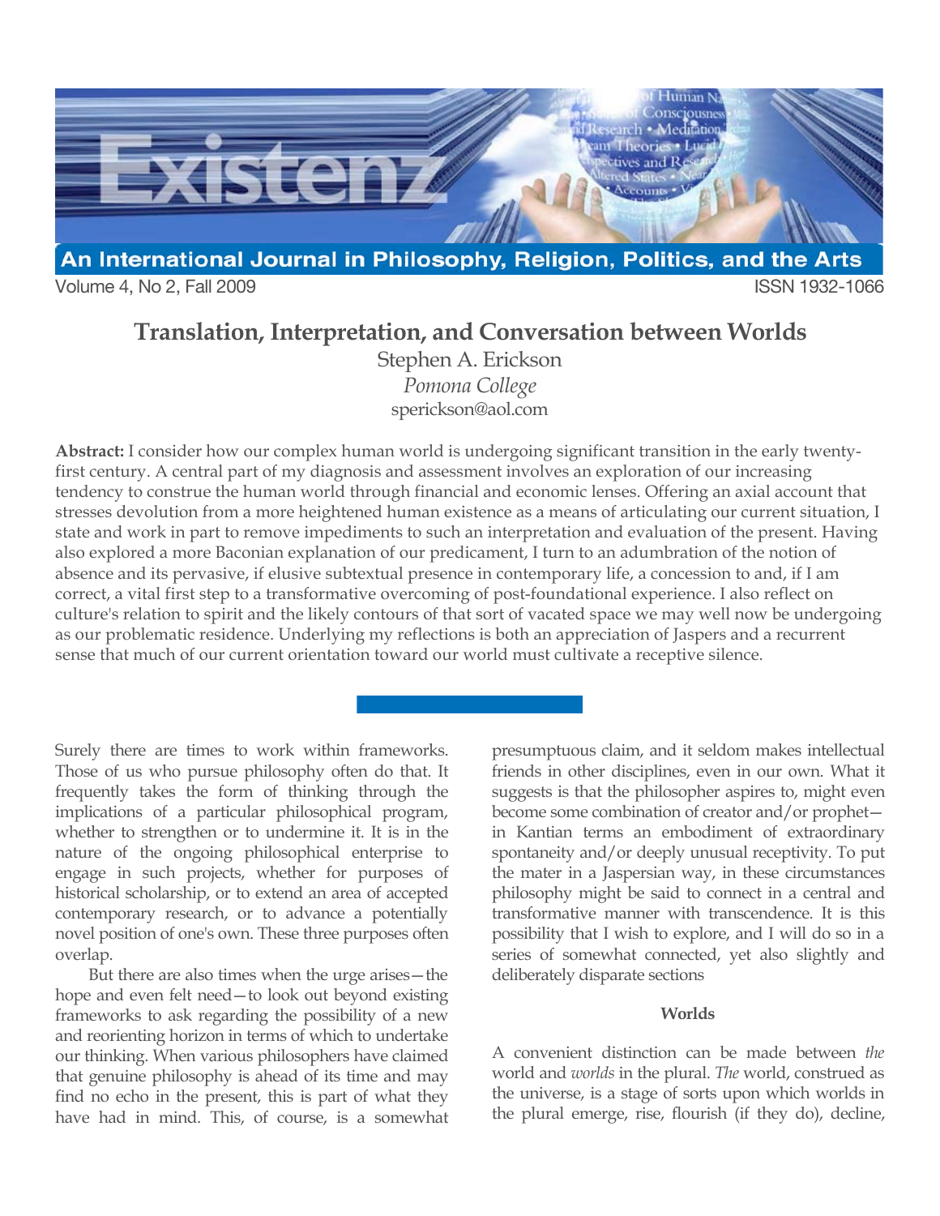# Translation, Interpretation, and Conversation between Worlds

Stephen A. Erickson

*Pomona College*

sperickson@aol.com

**Abstract:** I consider how our complex human world is undergoing significant transition in the early twenty-first century. A central part of my diagnosis and assessment involves an exploration of our increasing tendency to construe the human world through financial and economic lenses. Offering an axial account that stresses devolution from a more heightened human existence as a means of articulating our current situation, I state and work in part to remove impediments to such an interpretation and evaluation of the present. Having also explored a more Baconian explanation of our predicament, I turn to an adumbration of the notion of absence and its pervasive, if elusive subtextual presence in contemporary life, a concession to and, if I am correct, a vital first step to a transformative overcoming of post-foundational experience. I also reflect on culture's relation to spirit and the likely contours of that sort of vacated space we may well now be undergoing as our problematic residence. Underlying my reflections is both an appreciation of Jaspers and a recurrent sense that much of our current orientation toward our world must cultivate a receptive silence.

---

Surely there are times to work within frameworks. Those of us who pursue philosophy often do that. It frequently takes the form of thinking through the implications of a particular philosophical program, whether to strengthen or to undermine it. It is in the nature of the ongoing philosophical enterprise to engage in such projects, whether for purposes of historical scholarship, or to extend an area of accepted contemporary research, or to advance a potentially novel position of one's own. These three purposes often overlap.

But there are also times when the urge arises—the hope and even felt need—to look out beyond existing frameworks to ask regarding the possibility of a new and reorienting horizon in terms of which to undertake our thinking. When various philosophers have claimed that genuine philosophy is ahead of its time and may find no echo in the present, this is part of what they have had in mind. This, of course, is a somewhat presumptuous claim, and it seldom makes intellectual friends in other disciplines, even in our own. What it suggests is that the philosopher aspires to, might even become some combination of creator and/or prophet—in Kantian terms an embodiment of extraordinary spontaneity and/or deeply unusual receptivity. To put the mater in a Jaspersian way, in these circumstances philosophy might be said to connect in a central and transformative manner with transcendence. It is this possibility that I wish to explore, and I will do so in a series of somewhat connected, yet also slightly and deliberately disparate sections

### Worlds

A convenient distinction can be made between *the* world and *worlds* in the plural. *The* world, construed as the universe, is a stage of sorts upon which worlds in the plural emerge, rise, flourish (if they do), decline,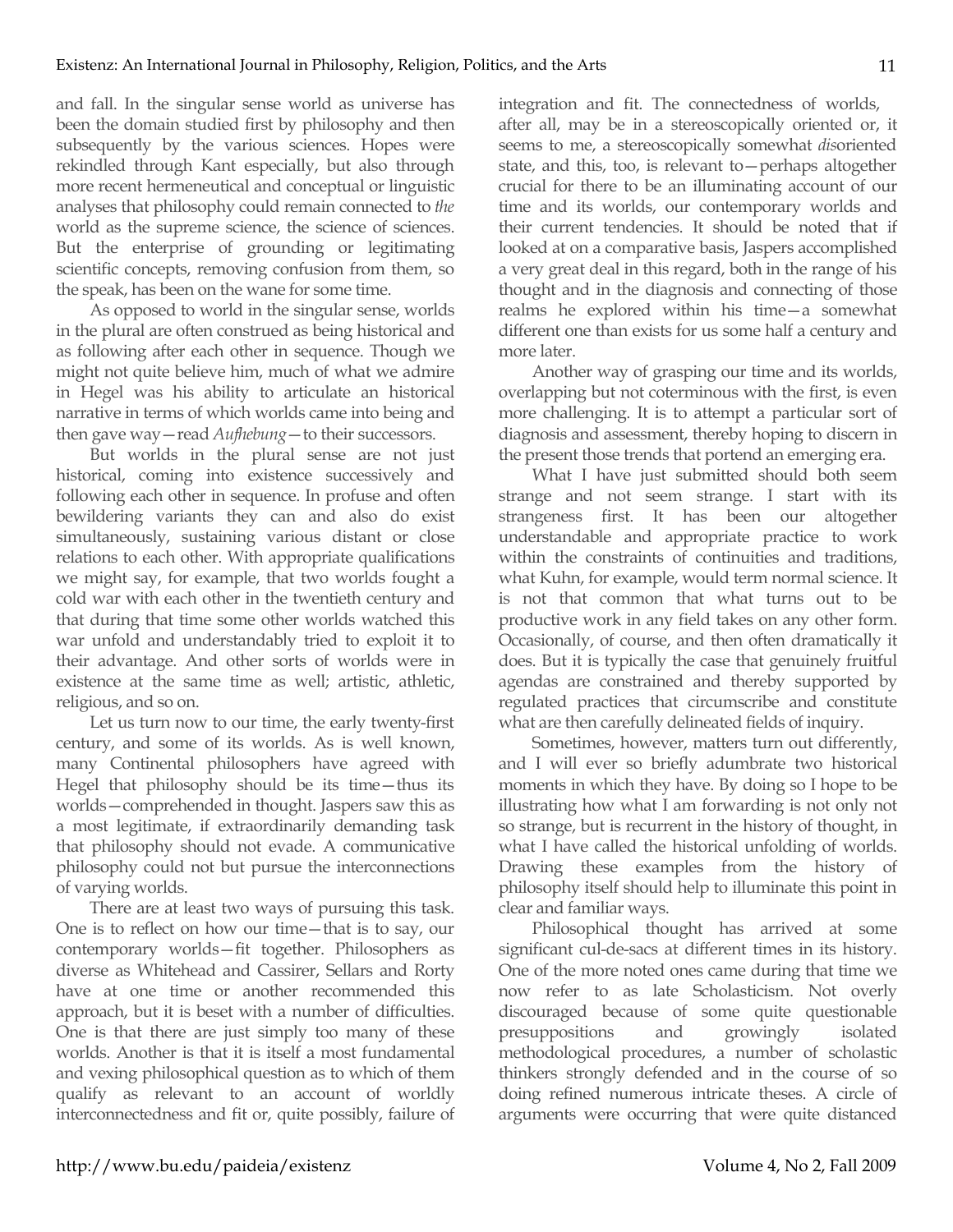and fall. In the singular sense world as universe has been the domain studied first by philosophy and then subsequently by the various sciences. Hopes were rekindled through Kant especially, but also through more recent hermeneutical and conceptual or linguistic analyses that philosophy could remain connected to *the* world as the supreme science, the science of sciences. But the enterprise of grounding or legitimating scientific concepts, removing confusion from them, so the speak, has been on the wane for some time.

As opposed to world in the singular sense, worlds in the plural are often construed as being historical and as following after each other in sequence. Though we might not quite believe him, much of what we admire in Hegel was his ability to articulate an historical narrative in terms of which worlds came into being and then gave way—read *Aufhebung*—to their successors.

But worlds in the plural sense are not just historical, coming into existence successively and following each other in sequence. In profuse and often bewildering variants they can and also do exist simultaneously, sustaining various distant or close relations to each other. With appropriate qualifications we might say, for example, that two worlds fought a cold war with each other in the twentieth century and that during that time some other worlds watched this war unfold and understandably tried to exploit it to their advantage. And other sorts of worlds were in existence at the same time as well; artistic, athletic, religious, and so on.

Let us turn now to our time, the early twenty-first century, and some of its worlds. As is well known, many Continental philosophers have agreed with Hegel that philosophy should be its time—thus its worlds—comprehended in thought. Jaspers saw this as a most legitimate, if extraordinarily demanding task that philosophy should not evade. A communicative philosophy could not but pursue the interconnections of varying worlds.

There are at least two ways of pursuing this task. One is to reflect on how our time—that is to say, our contemporary worlds—fit together. Philosophers as diverse as Whitehead and Cassirer, Sellars and Rorty have at one time or another recommended this approach, but it is beset with a number of difficulties. One is that there are just simply too many of these worlds. Another is that it is itself a most fundamental and vexing philosophical question as to which of them qualify as relevant to an account of worldly interconnectedness and fit or, quite possibly, failure of integration and fit. The connectedness of worlds, after all, may be in a stereoscopically oriented or, it seems to me, a stereoscopically somewhat *dis*oriented state, and this, too, is relevant to—perhaps altogether crucial for there to be an illuminating account of our time and its worlds, our contemporary worlds and their current tendencies. It should be noted that if looked at on a comparative basis, Jaspers accomplished a very great deal in this regard, both in the range of his thought and in the diagnosis and connecting of those realms he explored within his time—a somewhat different one than exists for us some half a century and more later.

Another way of grasping our time and its worlds, overlapping but not coterminous with the first, is even more challenging. It is to attempt a particular sort of diagnosis and assessment, thereby hoping to discern in the present those trends that portend an emerging era.

What I have just submitted should both seem strange and not seem strange. I start with its strangeness first. It has been our altogether understandable and appropriate practice to work within the constraints of continuities and traditions, what Kuhn, for example, would term normal science. It is not that common that what turns out to be productive work in any field takes on any other form. Occasionally, of course, and then often dramatically it does. But it is typically the case that genuinely fruitful agendas are constrained and thereby supported by regulated practices that circumscribe and constitute what are then carefully delineated fields of inquiry.

Sometimes, however, matters turn out differently, and I will ever so briefly adumbrate two historical moments in which they have. By doing so I hope to be illustrating how what I am forwarding is not only not so strange, but is recurrent in the history of thought, in what I have called the historical unfolding of worlds. Drawing these examples from the history of philosophy itself should help to illuminate this point in clear and familiar ways.

Philosophical thought has arrived at some significant cul-de-sacs at different times in its history. One of the more noted ones came during that time we now refer to as late Scholasticism. Not overly discouraged because of some quite questionable presuppositions and growingly isolated methodological procedures, a number of scholastic thinkers strongly defended and in the course of so doing refined numerous intricate theses. A circle of arguments were occurring that were quite distanced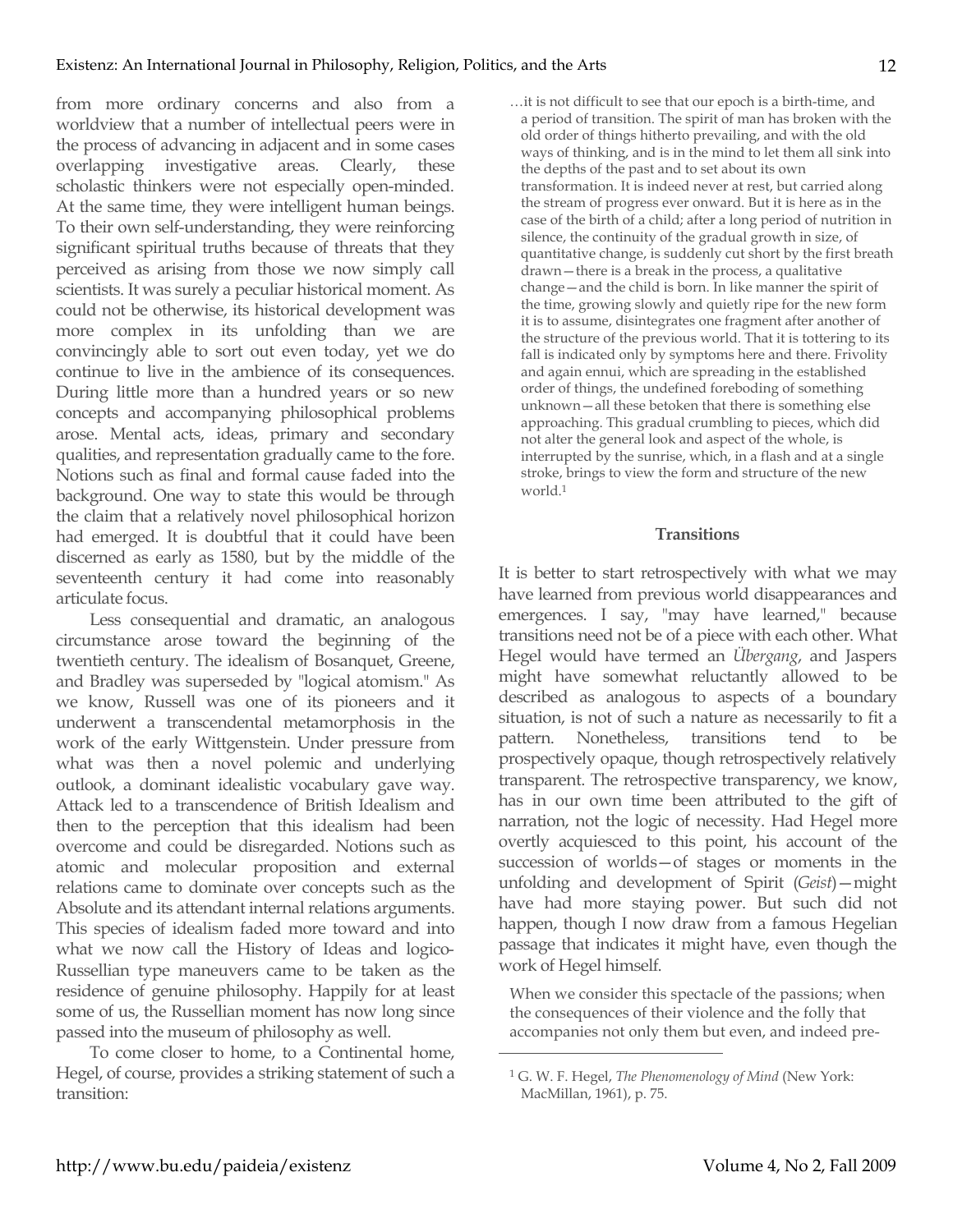from more ordinary concerns and also from a worldview that a number of intellectual peers were in the process of advancing in adjacent and in some cases overlapping investigative areas. Clearly, these scholastic thinkers were not especially open-minded. At the same time, they were intelligent human beings. To their own self-understanding, they were reinforcing significant spiritual truths because of threats that they perceived as arising from those we now simply call scientists. It was surely a peculiar historical moment. As could not be otherwise, its historical development was more complex in its unfolding than we are convincingly able to sort out even today, yet we do continue to live in the ambience of its consequences. During little more than a hundred years or so new concepts and accompanying philosophical problems arose. Mental acts, ideas, primary and secondary qualities, and representation gradually came to the fore. Notions such as final and formal cause faded into the background. One way to state this would be through the claim that a relatively novel philosophical horizon had emerged. It is doubtful that it could have been discerned as early as 1580, but by the middle of the seventeenth century it had come into reasonably articulate focus.

Less consequential and dramatic, an analogous circumstance arose toward the beginning of the twentieth century. The idealism of Bosanquet, Greene, and Bradley was superseded by "logical atomism." As we know, Russell was one of its pioneers and it underwent a transcendental metamorphosis in the work of the early Wittgenstein. Under pressure from what was then a novel polemic and underlying outlook, a dominant idealistic vocabulary gave way. Attack led to a transcendence of British Idealism and then to the perception that this idealism had been overcome and could be disregarded. Notions such as atomic and molecular proposition and external relations came to dominate over concepts such as the Absolute and its attendant internal relations arguments. This species of idealism faded more toward and into what we now call the History of Ideas and logico-Russellian type maneuvers came to be taken as the residence of genuine philosophy. Happily for at least some of us, the Russellian moment has now long since passed into the museum of philosophy as well.

To come closer to home, to a Continental home, Hegel, of course, provides a striking statement of such a transition:

> …it is not difficult to see that our epoch is a birth-time, and a period of transition. The spirit of man has broken with the old order of things hitherto prevailing, and with the old ways of thinking, and is in the mind to let them all sink into the depths of the past and to set about its own transformation. It is indeed never at rest, but carried along the stream of progress ever onward. But it is here as in the case of the birth of a child; after a long period of nutrition in silence, the continuity of the gradual growth in size, of quantitative change, is suddenly cut short by the first breath drawn—there is a break in the process, a qualitative change—and the child is born. In like manner the spirit of the time, growing slowly and quietly ripe for the new form it is to assume, disintegrates one fragment after another of the structure of the previous world. That it is tottering to its fall is indicated only by symptoms here and there. Frivolity and again ennui, which are spreading in the established order of things, the undefined foreboding of something unknown—all these betoken that there is something else approaching. This gradual crumbling to pieces, which did not alter the general look and aspect of the whole, is interrupted by the sunrise, which, in a flash and at a single stroke, brings to view the form and structure of the new world.[1]

### Transitions

It is better to start retrospectively with what we may have learned from previous world disappearances and emergences. I say, "may have learned," because transitions need not be of a piece with each other. What Hegel would have termed an *Übergang*, and Jaspers might have somewhat reluctantly allowed to be described as analogous to aspects of a boundary situation, is not of such a nature as necessarily to fit a pattern. Nonetheless, transitions tend to be prospectively opaque, though retrospectively relatively transparent. The retrospective transparency, we know, has in our own time been attributed to the gift of narration, not the logic of necessity. Had Hegel more overtly acquiesced to this point, his account of the succession of worlds—of stages or moments in the unfolding and development of Spirit (*Geist*)—might have had more staying power. But such did not happen, though I now draw from a famous Hegelian passage that indicates it might have, even though the work of Hegel himself.

> When we consider this spectacle of the passions; when the consequences of their violence and the folly that accompanies not only them but even, and indeed pre-

[1] G. W. F. Hegel, *The Phenomenology of Mind* (New York: MacMillan, 1961), p. 75.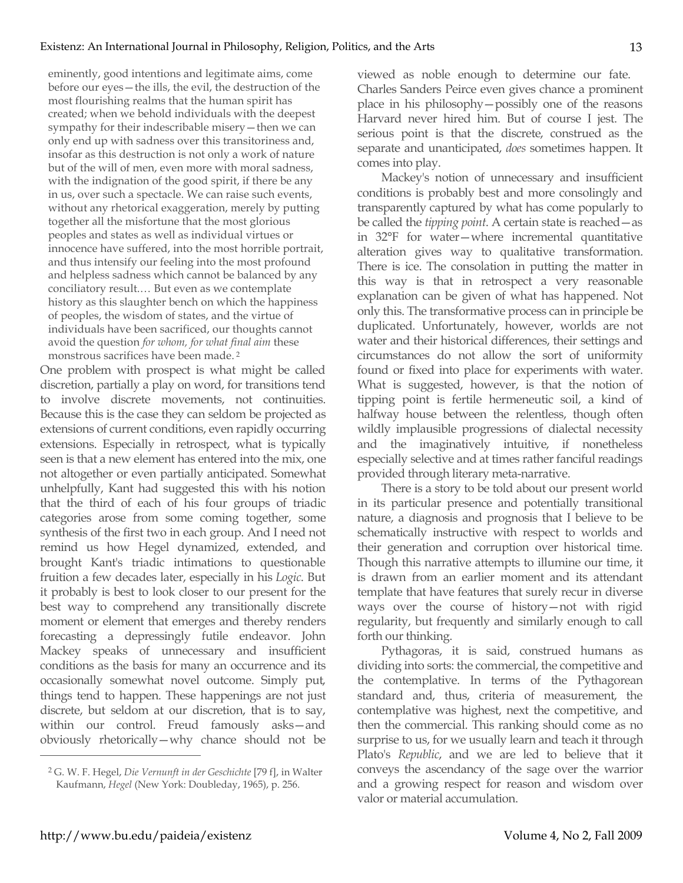> eminently, good intentions and legitimate aims, come before our eyes—the ills, the evil, the destruction of the most flourishing realms that the human spirit has created; when we behold individuals with the deepest sympathy for their indescribable misery—then we can only end up with sadness over this transitoriness and, insofar as this destruction is not only a work of nature but of the will of men, even more with moral sadness, with the indignation of the good spirit, if there be any in us, over such a spectacle. We can raise such events, without any rhetorical exaggeration, merely by putting together all the misfortune that the most glorious peoples and states as well as individual virtues or innocence have suffered, into the most horrible portrait, and thus intensify our feeling into the most profound and helpless sadness which cannot be balanced by any conciliatory result.… But even as we contemplate history as this slaughter bench on which the happiness of peoples, the wisdom of states, and the virtue of individuals have been sacrificed, our thoughts cannot avoid the question *for whom, for what final aim* these monstrous sacrifices have been made.[2]

One problem with prospect is what might be called discretion, partially a play on word, for transitions tend to involve discrete movements, not continuities. Because this is the case they can seldom be projected as extensions of current conditions, even rapidly occurring extensions. Especially in retrospect, what is typically seen is that a new element has entered into the mix, one not altogether or even partially anticipated. Somewhat unhelpfully, Kant had suggested this with his notion that the third of each of his four groups of triadic categories arose from some coming together, some synthesis of the first two in each group. And I need not remind us how Hegel dynamized, extended, and brought Kant's triadic intimations to questionable fruition a few decades later, especially in his *Logic*. But it probably is best to look closer to our present for the best way to comprehend any transitionally discrete moment or element that emerges and thereby renders forecasting a depressingly futile endeavor. John Mackey speaks of unnecessary and insufficient conditions as the basis for many an occurrence and its occasionally somewhat novel outcome. Simply put, things tend to happen. These happenings are not just discrete, but seldom at our discretion, that is to say, within our control. Freud famously asks—and obviously rhetorically—why chance should not be viewed as noble enough to determine our fate. Charles Sanders Peirce even gives chance a prominent place in his philosophy—possibly one of the reasons Harvard never hired him. But of course I jest. The serious point is that the discrete, construed as the separate and unanticipated, *does* sometimes happen. It comes into play.

Mackey's notion of unnecessary and insufficient conditions is probably best and more consolingly and transparently captured by what has come popularly to be called the *tipping point*. A certain state is reached—as in 32°F for water—where incremental quantitative alteration gives way to qualitative transformation. There is ice. The consolation in putting the matter in this way is that in retrospect a very reasonable explanation can be given of what has happened. Not only this. The transformative process can in principle be duplicated. Unfortunately, however, worlds are not water and their historical differences, their settings and circumstances do not allow the sort of uniformity found or fixed into place for experiments with water. What is suggested, however, is that the notion of tipping point is fertile hermeneutic soil, a kind of halfway house between the relentless, though often wildly implausible progressions of dialectal necessity and the imaginatively intuitive, if nonetheless especially selective and at times rather fanciful readings provided through literary meta-narrative.

There is a story to be told about our present world in its particular presence and potentially transitional nature, a diagnosis and prognosis that I believe to be schematically instructive with respect to worlds and their generation and corruption over historical time. Though this narrative attempts to illumine our time, it is drawn from an earlier moment and its attendant template that have features that surely recur in diverse ways over the course of history—not with rigid regularity, but frequently and similarly enough to call forth our thinking.

Pythagoras, it is said, construed humans as dividing into sorts: the commercial, the competitive and the contemplative. In terms of the Pythagorean standard and, thus, criteria of measurement, the contemplative was highest, next the competitive, and then the commercial. This ranking should come as no surprise to us, for we usually learn and teach it through Plato's *Republic*, and we are led to believe that it conveys the ascendancy of the sage over the warrior and a growing respect for reason and wisdom over valor or material accumulation.

---

[2] G. W. F. Hegel, *Die Vernunft in der Geschichte* [79 f], in Walter Kaufmann, *Hegel* (New York: Doubleday, 1965), p. 256.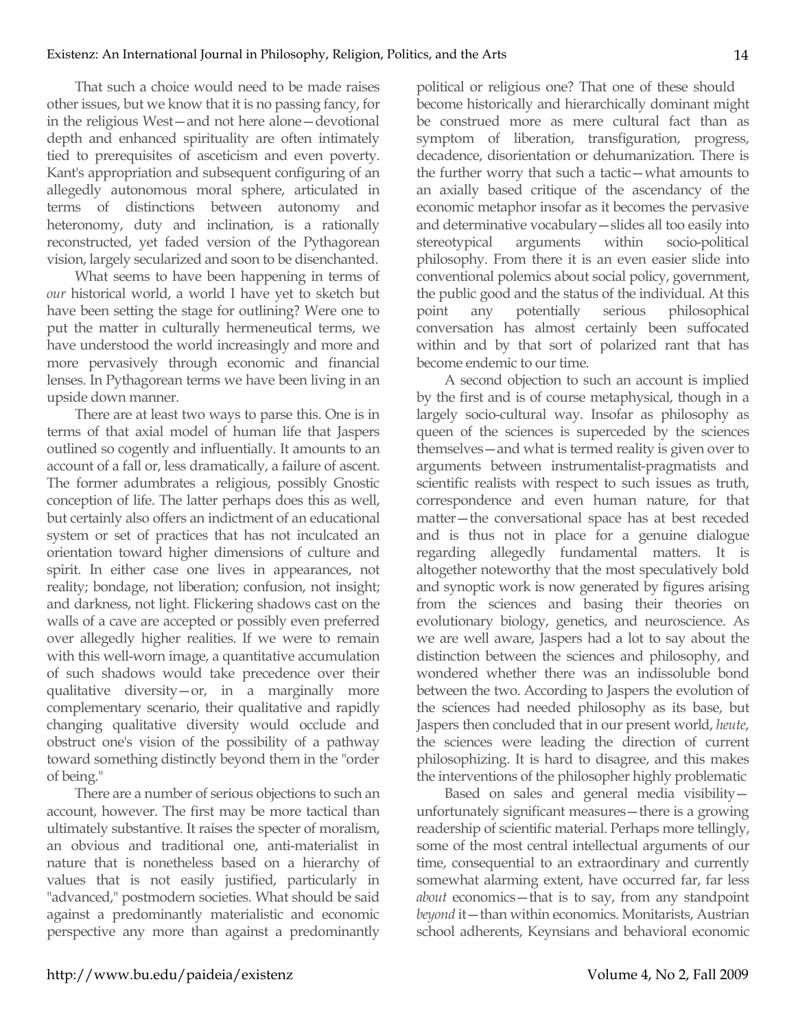That such a choice would need to be made raises other issues, but we know that it is no passing fancy, for in the religious West—and not here alone—devotional depth and enhanced spirituality are often intimately tied to prerequisites of asceticism and even poverty. Kant's appropriation and subsequent configuring of an allegedly autonomous moral sphere, articulated in terms of distinctions between autonomy and heteronomy, duty and inclination, is a rationally reconstructed, yet faded version of the Pythagorean vision, largely secularized and soon to be disenchanted.

What seems to have been happening in terms of *our* historical world, a world I have yet to sketch but have been setting the stage for outlining? Were one to put the matter in culturally hermeneutical terms, we have understood the world increasingly and more and more pervasively through economic and financial lenses. In Pythagorean terms we have been living in an upside down manner.

There are at least two ways to parse this. One is in terms of that axial model of human life that Jaspers outlined so cogently and influentially. It amounts to an account of a fall or, less dramatically, a failure of ascent. The former adumbrates a religious, possibly Gnostic conception of life. The latter perhaps does this as well, but certainly also offers an indictment of an educational system or set of practices that has not inculcated an orientation toward higher dimensions of culture and spirit. In either case one lives in appearances, not reality; bondage, not liberation; confusion, not insight; and darkness, not light. Flickering shadows cast on the walls of a cave are accepted or possibly even preferred over allegedly higher realities. If we were to remain with this well-worn image, a quantitative accumulation of such shadows would take precedence over their qualitative diversity—or, in a marginally more complementary scenario, their qualitative and rapidly changing qualitative diversity would occlude and obstruct one's vision of the possibility of a pathway toward something distinctly beyond them in the "order of being."

There are a number of serious objections to such an account, however. The first may be more tactical than ultimately substantive. It raises the specter of moralism, an obvious and traditional one, anti-materialist in nature that is nonetheless based on a hierarchy of values that is not easily justified, particularly in "advanced," postmodern societies. What should be said against a predominantly materialistic and economic perspective any more than against a predominantly political or religious one? That one of these should become historically and hierarchically dominant might be construed more as mere cultural fact than as symptom of liberation, transfiguration, progress, decadence, disorientation or dehumanization. There is the further worry that such a tactic—what amounts to an axially based critique of the ascendancy of the economic metaphor insofar as it becomes the pervasive and determinative vocabulary—slides all too easily into stereotypical arguments within socio-political philosophy. From there it is an even easier slide into conventional polemics about social policy, government, the public good and the status of the individual. At this point any potentially serious philosophical conversation has almost certainly been suffocated within and by that sort of polarized rant that has become endemic to our time.

A second objection to such an account is implied by the first and is of course metaphysical, though in a largely socio-cultural way. Insofar as philosophy as queen of the sciences is superceded by the sciences themselves—and what is termed reality is given over to arguments between instrumentalist-pragmatists and scientific realists with respect to such issues as truth, correspondence and even human nature, for that matter—the conversational space has at best receded and is thus not in place for a genuine dialogue regarding allegedly fundamental matters. It is altogether noteworthy that the most speculatively bold and synoptic work is now generated by figures arising from the sciences and basing their theories on evolutionary biology, genetics, and neuroscience. As we are well aware, Jaspers had a lot to say about the distinction between the sciences and philosophy, and wondered whether there was an indissoluble bond between the two. According to Jaspers the evolution of the sciences had needed philosophy as its base, but Jaspers then concluded that in our present world, *heute*, the sciences were leading the direction of current philosophizing. It is hard to disagree, and this makes the interventions of the philosopher highly problematic

Based on sales and general media visibility—unfortunately significant measures—there is a growing readership of scientific material. Perhaps more tellingly, some of the most central intellectual arguments of our time, consequential to an extraordinary and currently somewhat alarming extent, have occurred far, far less *about* economics—that is to say, from any standpoint *beyond* it—than within economics. Monitarists, Austrian school adherents, Keynsians and behavioral economic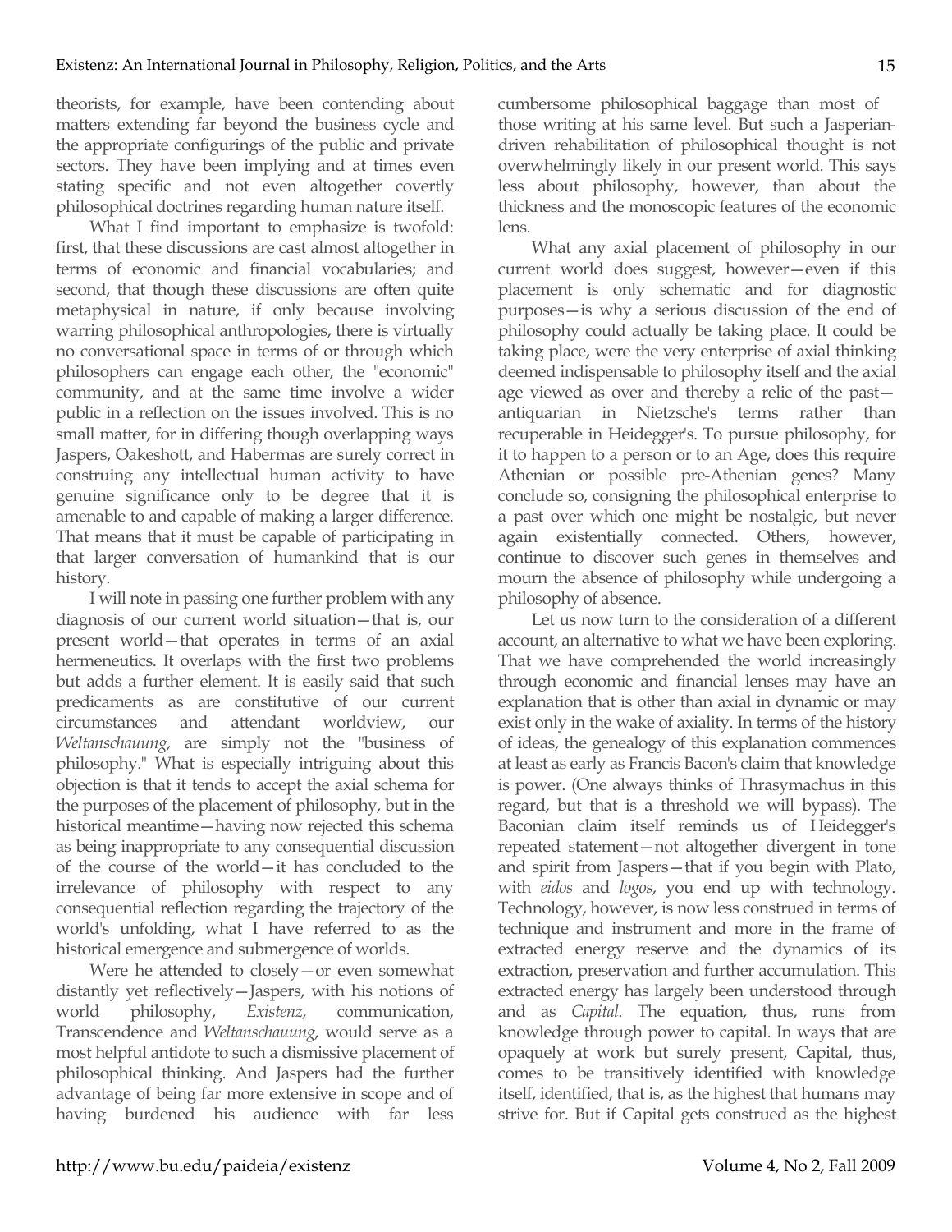theorists, for example, have been contending about matters extending far beyond the business cycle and the appropriate configurings of the public and private sectors. They have been implying and at times even stating specific and not even altogether covertly philosophical doctrines regarding human nature itself.

What I find important to emphasize is twofold: first, that these discussions are cast almost altogether in terms of economic and financial vocabularies; and second, that though these discussions are often quite metaphysical in nature, if only because involving warring philosophical anthropologies, there is virtually no conversational space in terms of or through which philosophers can engage each other, the "economic" community, and at the same time involve a wider public in a reflection on the issues involved. This is no small matter, for in differing though overlapping ways Jaspers, Oakeshott, and Habermas are surely correct in construing any intellectual human activity to have genuine significance only to be degree that it is amenable to and capable of making a larger difference. That means that it must be capable of participating in that larger conversation of humankind that is our history.

I will note in passing one further problem with any diagnosis of our current world situation—that is, our present world—that operates in terms of an axial hermeneutics. It overlaps with the first two problems but adds a further element. It is easily said that such predicaments as are constitutive of our current circumstances and attendant worldview, our *Weltanschauung*, are simply not the "business of philosophy." What is especially intriguing about this objection is that it tends to accept the axial schema for the purposes of the placement of philosophy, but in the historical meantime—having now rejected this schema as being inappropriate to any consequential discussion of the course of the world—it has concluded to the irrelevance of philosophy with respect to any consequential reflection regarding the trajectory of the world's unfolding, what I have referred to as the historical emergence and submergence of worlds.

Were he attended to closely—or even somewhat distantly yet reflectively—Jaspers, with his notions of world philosophy, *Existenz*, communication, Transcendence and *Weltanschauung*, would serve as a most helpful antidote to such a dismissive placement of philosophical thinking. And Jaspers had the further advantage of being far more extensive in scope and of having burdened his audience with far less cumbersome philosophical baggage than most of those writing at his same level. But such a Jasperian-driven rehabilitation of philosophical thought is not overwhelmingly likely in our present world. This says less about philosophy, however, than about the thickness and the monoscopic features of the economic lens.

What any axial placement of philosophy in our current world does suggest, however—even if this placement is only schematic and for diagnostic purposes—is why a serious discussion of the end of philosophy could actually be taking place. It could be taking place, were the very enterprise of axial thinking deemed indispensable to philosophy itself and the axial age viewed as over and thereby a relic of the past—antiquarian in Nietzsche's terms rather than recuperable in Heidegger's. To pursue philosophy, for it to happen to a person or to an Age, does this require Athenian or possible pre-Athenian genes? Many conclude so, consigning the philosophical enterprise to a past over which one might be nostalgic, but never again existentially connected. Others, however, continue to discover such genes in themselves and mourn the absence of philosophy while undergoing a philosophy of absence.

Let us now turn to the consideration of a different account, an alternative to what we have been exploring. That we have comprehended the world increasingly through economic and financial lenses may have an explanation that is other than axial in dynamic or may exist only in the wake of axiality. In terms of the history of ideas, the genealogy of this explanation commences at least as early as Francis Bacon's claim that knowledge is power. (One always thinks of Thrasymachus in this regard, but that is a threshold we will bypass). The Baconian claim itself reminds us of Heidegger's repeated statement—not altogether divergent in tone and spirit from Jaspers—that if you begin with Plato, with *eidos* and *logos*, you end up with technology. Technology, however, is now less construed in terms of technique and instrument and more in the frame of extracted energy reserve and the dynamics of its extraction, preservation and further accumulation. This extracted energy has largely been understood through and as *Capital*. The equation, thus, runs from knowledge through power to capital. In ways that are opaquely at work but surely present, Capital, thus, comes to be transitively identified with knowledge itself, identified, that is, as the highest that humans may strive for. But if Capital gets construed as the highest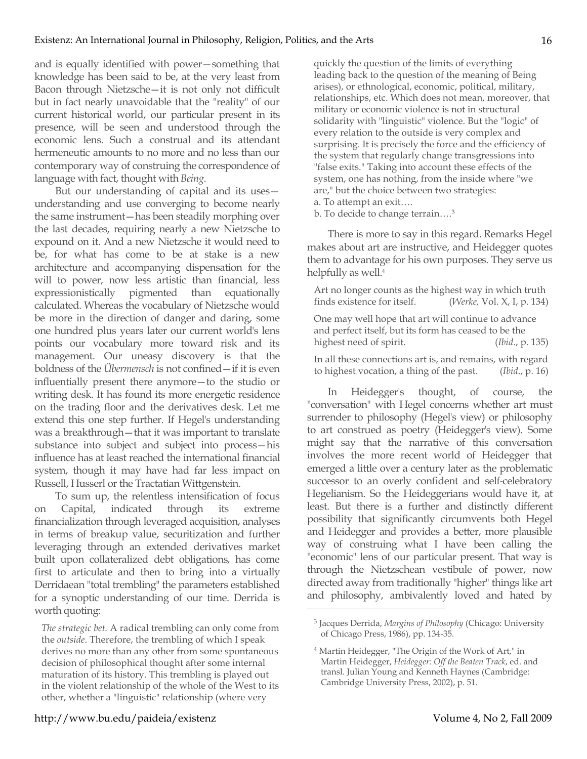and is equally identified with power—something that knowledge has been said to be, at the very least from Bacon through Nietzsche—it is not only not difficult but in fact nearly unavoidable that the "reality" of our current historical world, our particular present in its presence, will be seen and understood through the economic lens. Such a construal and its attendant hermeneutic amounts to no more and no less than our contemporary way of construing the correspondence of language with fact, thought with *Being*.

But our understanding of capital and its uses—understanding and use converging to become nearly the same instrument—has been steadily morphing over the last decades, requiring nearly a new Nietzsche to expound on it. And a new Nietzsche it would need to be, for what has come to be at stake is a new architecture and accompanying dispensation for the will to power, now less artistic than financial, less expressionistically pigmented than equationally calculated. Whereas the vocabulary of Nietzsche would be more in the direction of danger and daring, some one hundred plus years later our current world's lens points our vocabulary more toward risk and its management. Our uneasy discovery is that the boldness of the *Übermensch* is not confined—if it is even influentially present there anymore—to the studio or writing desk. It has found its more energetic residence on the trading floor and the derivatives desk. Let me extend this one step further. If Hegel's understanding was a breakthrough—that it was important to translate substance into subject and subject into process—his influence has at least reached the international financial system, though it may have had far less impact on Russell, Husserl or the Tractatian Wittgenstein.

To sum up, the relentless intensification of focus on Capital, indicated through its extreme financialization through leveraged acquisition, analyses in terms of breakup value, securitization and further leveraging through an extended derivatives market built upon collateralized debt obligations, has come first to articulate and then to bring into a virtually Derridaean "total trembling" the parameters established for a synoptic understanding of our time. Derrida is worth quoting:

> *The strategic bet.* A radical trembling can only come from the *outside*. Therefore, the trembling of which I speak derives no more than any other from some spontaneous decision of philosophical thought after some internal maturation of its history. This trembling is played out in the violent relationship of the whole of the West to its other, whether a "linguistic" relationship (where very quickly the question of the limits of everything leading back to the question of the meaning of Being arises), or ethnological, economic, political, military, relationships, etc. Which does not mean, moreover, that military or economic violence is not in structural solidarity with "linguistic" violence. But the "logic" of every relation to the outside is very complex and surprising. It is precisely the force and the efficiency of the system that regularly change transgressions into "false exits." Taking into account these effects of the system, one has nothing, from the inside where "we are," but the choice between two strategies:
> a. To attempt an exit….
> b. To decide to change terrain….[3]

There is more to say in this regard. Remarks Hegel makes about art are instructive, and Heidegger quotes them to advantage for his own purposes. They serve us helpfully as well.[4]

> Art no longer counts as the highest way in which truth finds existence for itself. (*Werke,* Vol. X, I, p. 134)

> One may well hope that art will continue to advance and perfect itself, but its form has ceased to be the highest need of spirit. (*Ibid*., p. 135)

> In all these connections art is, and remains, with regard to highest vocation, a thing of the past. (*Ibid*., p. 16)

In Heidegger's thought, of course, the "conversation" with Hegel concerns whether art must surrender to philosophy (Hegel's view) or philosophy to art construed as poetry (Heidegger's view). Some might say that the narrative of this conversation involves the more recent world of Heidegger that emerged a little over a century later as the problematic successor to an overly confident and self-celebratory Hegelianism. So the Heideggerians would have it, at least. But there is a further and distinctly different possibility that significantly circumvents both Hegel and Heidegger and provides a better, more plausible way of construing what I have been calling the "economic" lens of our particular present. That way is through the Nietzschean vestibule of power, now directed away from traditionally "higher" things like art and philosophy, ambivalently loved and hated by

---

[3] Jacques Derrida, *Margins of Philosophy* (Chicago: University of Chicago Press, 1986), pp. 134-35.

[4] Martin Heidegger, "The Origin of the Work of Art," in Martin Heidegger, *Heidegger: Off the Beaten Track*, ed. and transl. Julian Young and Kenneth Haynes (Cambridge: Cambridge University Press, 2002), p. 51.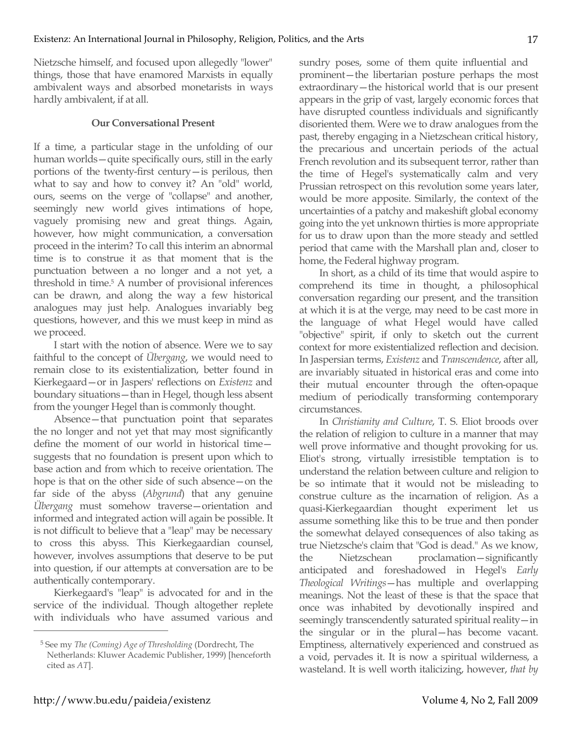Nietzsche himself, and focused upon allegedly "lower" things, those that have enamored Marxists in equally ambivalent ways and absorbed monetarists in ways hardly ambivalent, if at all.

## Our Conversational Present

If a time, a particular stage in the unfolding of our human worlds—quite specifically ours, still in the early portions of the twenty-first century—is perilous, then what to say and how to convey it? An "old" world, ours, seems on the verge of "collapse" and another, seemingly new world gives intimations of hope, vaguely promising new and great things. Again, however, how might communication, a conversation proceed in the interim? To call this interim an abnormal time is to construe it as that moment that is the punctuation between a no longer and a not yet, a threshold in time.[5] A number of provisional inferences can be drawn, and along the way a few historical analogues may just help. Analogues invariably beg questions, however, and this we must keep in mind as we proceed.

I start with the notion of absence. Were we to say faithful to the concept of *Übergang*, we would need to remain close to its existentialization, better found in Kierkegaard—or in Jaspers' reflections on *Existenz* and boundary situations—than in Hegel, though less absent from the younger Hegel than is commonly thought.

Absence—that punctuation point that separates the no longer and not yet that may most significantly define the moment of our world in historical time—suggests that no foundation is present upon which to base action and from which to receive orientation. The hope is that on the other side of such absence—on the far side of the abyss (*Abgrund*) that any genuine *Übergang* must somehow traverse—orientation and informed and integrated action will again be possible. It is not difficult to believe that a "leap" may be necessary to cross this abyss. This Kierkegaardian counsel, however, involves assumptions that deserve to be put into question, if our attempts at conversation are to be authentically contemporary.

Kierkegaard's "leap" is advocated for and in the service of the individual. Though altogether replete with individuals who have assumed various and sundry poses, some of them quite influential and prominent—the libertarian posture perhaps the most extraordinary—the historical world that is our present appears in the grip of vast, largely economic forces that have disrupted countless individuals and significantly disoriented them. Were we to draw analogues from the past, thereby engaging in a Nietzschean critical history, the precarious and uncertain periods of the actual French revolution and its subsequent terror, rather than the time of Hegel's systematically calm and very Prussian retrospect on this revolution some years later, would be more apposite. Similarly, the context of the uncertainties of a patchy and makeshift global economy going into the yet unknown thirties is more appropriate for us to draw upon than the more steady and settled period that came with the Marshall plan and, closer to home, the Federal highway program.

In short, as a child of its time that would aspire to comprehend its time in thought, a philosophical conversation regarding our present, and the transition at which it is at the verge, may need to be cast more in the language of what Hegel would have called "objective" spirit, if only to sketch out the current context for more existentialized reflection and decision. In Jaspersian terms, *Existenz* and *Transcendence*, after all, are invariably situated in historical eras and come into their mutual encounter through the often-opaque medium of periodically transforming contemporary circumstances.

In *Christianity and Culture*, T. S. Eliot broods over the relation of religion to culture in a manner that may well prove informative and thought provoking for us. Eliot's strong, virtually irresistible temptation is to understand the relation between culture and religion to be so intimate that it would not be misleading to construe culture as the incarnation of religion. As a quasi-Kierkegaardian thought experiment let us assume something like this to be true and then ponder the somewhat delayed consequences of also taking as true Nietzsche's claim that "God is dead." As we know, the Nietzschean proclamation—significantly anticipated and foreshadowed in Hegel's *Early Theological Writings*—has multiple and overlapping meanings. Not the least of these is that the space that once was inhabited by devotionally inspired and seemingly transcendently saturated spiritual reality—in the singular or in the plural—has become vacant. Emptiness, alternatively experienced and construed as a void, pervades it. It is now a spiritual wilderness, a wasteland. It is well worth italicizing, however, *that by*

[5] See my *The (Coming) Age of Thresholding* (Dordrecht, The Netherlands: Kluwer Academic Publisher, 1999) [henceforth cited as *AT*].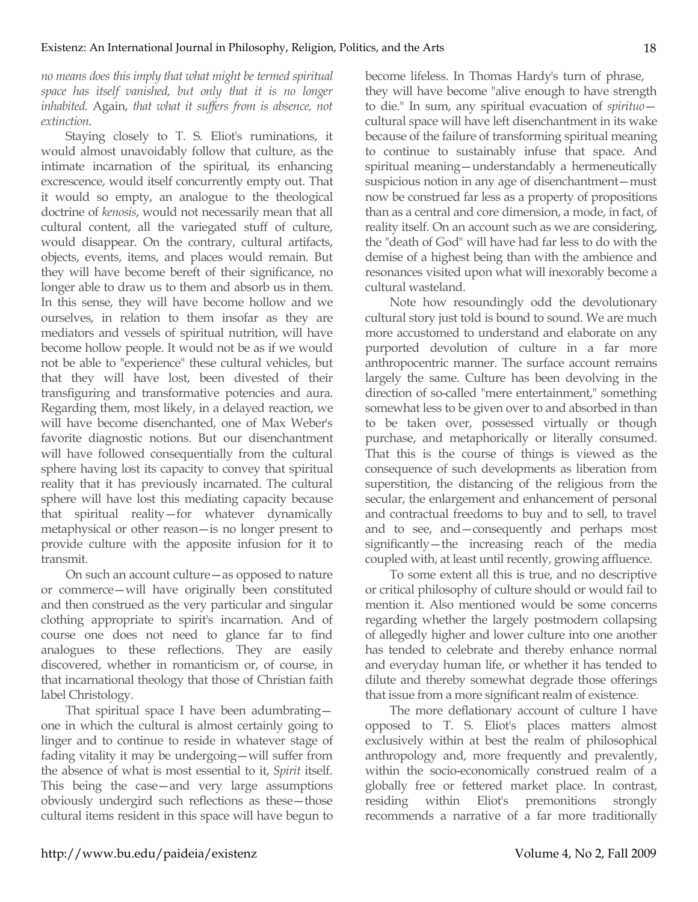*no means does this imply that what might be termed spiritual space has itself vanished, but only that it is no longer inhabited.* Again, *that what it suffers from is absence, not extinction*.

Staying closely to T. S. Eliot's ruminations, it would almost unavoidably follow that culture, as the intimate incarnation of the spiritual, its enhancing excrescence, would itself concurrently empty out. That it would so empty, an analogue to the theological doctrine of *kenosis*, would not necessarily mean that all cultural content, all the variegated stuff of culture, would disappear. On the contrary, cultural artifacts, objects, events, items, and places would remain. But they will have become bereft of their significance, no longer able to draw us to them and absorb us in them. In this sense, they will have become hollow and we ourselves, in relation to them insofar as they are mediators and vessels of spiritual nutrition, will have become hollow people. It would not be as if we would not be able to "experience" these cultural vehicles, but that they will have lost, been divested of their transfiguring and transformative potencies and aura. Regarding them, most likely, in a delayed reaction, we will have become disenchanted, one of Max Weber's favorite diagnostic notions. But our disenchantment will have followed consequentially from the cultural sphere having lost its capacity to convey that spiritual reality that it has previously incarnated. The cultural sphere will have lost this mediating capacity because that spiritual reality—for whatever dynamically metaphysical or other reason—is no longer present to provide culture with the apposite infusion for it to transmit.

On such an account culture—as opposed to nature or commerce—will have originally been constituted and then construed as the very particular and singular clothing appropriate to spirit's incarnation. And of course one does not need to glance far to find analogues to these reflections. They are easily discovered, whether in romanticism or, of course, in that incarnational theology that those of Christian faith label Christology.

That spiritual space I have been adumbrating—one in which the cultural is almost certainly going to linger and to continue to reside in whatever stage of fading vitality it may be undergoing—will suffer from the absence of what is most essential to it, *Spirit* itself. This being the case—and very large assumptions obviously undergird such reflections as these—those cultural items resident in this space will have begun to become lifeless. In Thomas Hardy's turn of phrase, they will have become "alive enough to have strength to die." In sum, any spiritual evacuation of *spirituo*—cultural space will have left disenchantment in its wake because of the failure of transforming spiritual meaning to continue to sustainably infuse that space. And spiritual meaning—understandably a hermeneutically suspicious notion in any age of disenchantment—must now be construed far less as a property of propositions than as a central and core dimension, a mode, in fact, of reality itself. On an account such as we are considering, the "death of God" will have had far less to do with the demise of a highest being than with the ambience and resonances visited upon what will inexorably become a cultural wasteland.

Note how resoundingly odd the devolutionary cultural story just told is bound to sound. We are much more accustomed to understand and elaborate on any purported devolution of culture in a far more anthropocentric manner. The surface account remains largely the same. Culture has been devolving in the direction of so-called "mere entertainment," something somewhat less to be given over to and absorbed in than to be taken over, possessed virtually or though purchase, and metaphorically or literally consumed. That this is the course of things is viewed as the consequence of such developments as liberation from superstition, the distancing of the religious from the secular, the enlargement and enhancement of personal and contractual freedoms to buy and to sell, to travel and to see, and—consequently and perhaps most significantly—the increasing reach of the media coupled with, at least until recently, growing affluence.

To some extent all this is true, and no descriptive or critical philosophy of culture should or would fail to mention it. Also mentioned would be some concerns regarding whether the largely postmodern collapsing of allegedly higher and lower culture into one another has tended to celebrate and thereby enhance normal and everyday human life, or whether it has tended to dilute and thereby somewhat degrade those offerings that issue from a more significant realm of existence.

The more deflationary account of culture I have opposed to T. S. Eliot's places matters almost exclusively within at best the realm of philosophical anthropology and, more frequently and prevalently, within the socio-economically construed realm of a globally free or fettered market place. In contrast, residing within Eliot's premonitions strongly recommends a narrative of a far more traditionally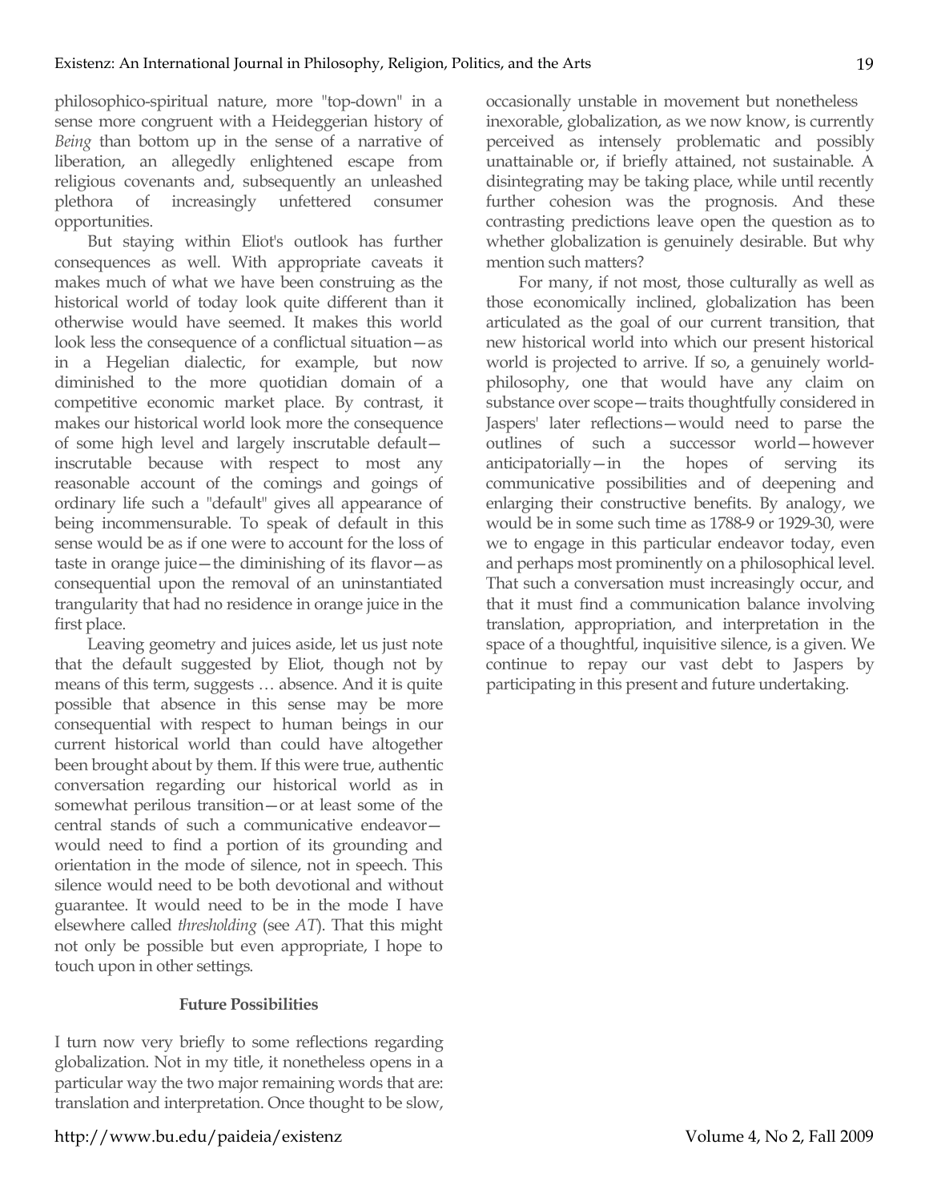philosophico-spiritual nature, more "top-down" in a sense more congruent with a Heideggerian history of *Being* than bottom up in the sense of a narrative of liberation, an allegedly enlightened escape from religious covenants and, subsequently an unleashed plethora of increasingly unfettered consumer opportunities.

But staying within Eliot's outlook has further consequences as well. With appropriate caveats it makes much of what we have been construing as the historical world of today look quite different than it otherwise would have seemed. It makes this world look less the consequence of a conflictual situation—as in a Hegelian dialectic, for example, but now diminished to the more quotidian domain of a competitive economic market place. By contrast, it makes our historical world look more the consequence of some high level and largely inscrutable default—inscrutable because with respect to most any reasonable account of the comings and goings of ordinary life such a "default" gives all appearance of being incommensurable. To speak of default in this sense would be as if one were to account for the loss of taste in orange juice—the diminishing of its flavor—as consequential upon the removal of an uninstantiated trangularity that had no residence in orange juice in the first place.

Leaving geometry and juices aside, let us just note that the default suggested by Eliot, though not by means of this term, suggests … absence. And it is quite possible that absence in this sense may be more consequential with respect to human beings in our current historical world than could have altogether been brought about by them. If this were true, authentic conversation regarding our historical world as in somewhat perilous transition—or at least some of the central stands of such a communicative endeavor—would need to find a portion of its grounding and orientation in the mode of silence, not in speech. This silence would need to be both devotional and without guarantee. It would need to be in the mode I have elsewhere called *thresholding* (see *AT*). That this might not only be possible but even appropriate, I hope to touch upon in other settings.

### Future Possibilities

I turn now very briefly to some reflections regarding globalization. Not in my title, it nonetheless opens in a particular way the two major remaining words that are: translation and interpretation. Once thought to be slow, occasionally unstable in movement but nonetheless inexorable, globalization, as we now know, is currently perceived as intensely problematic and possibly unattainable or, if briefly attained, not sustainable. A disintegrating may be taking place, while until recently further cohesion was the prognosis. And these contrasting predictions leave open the question as to whether globalization is genuinely desirable. But why mention such matters?

For many, if not most, those culturally as well as those economically inclined, globalization has been articulated as the goal of our current transition, that new historical world into which our present historical world is projected to arrive. If so, a genuinely world-philosophy, one that would have any claim on substance over scope—traits thoughtfully considered in Jaspers' later reflections—would need to parse the outlines of such a successor world—however anticipatorially—in the hopes of serving its communicative possibilities and of deepening and enlarging their constructive benefits. By analogy, we would be in some such time as 1788-9 or 1929-30, were we to engage in this particular endeavor today, even and perhaps most prominently on a philosophical level. That such a conversation must increasingly occur, and that it must find a communication balance involving translation, appropriation, and interpretation in the space of a thoughtful, inquisitive silence, is a given. We continue to repay our vast debt to Jaspers by participating in this present and future undertaking.